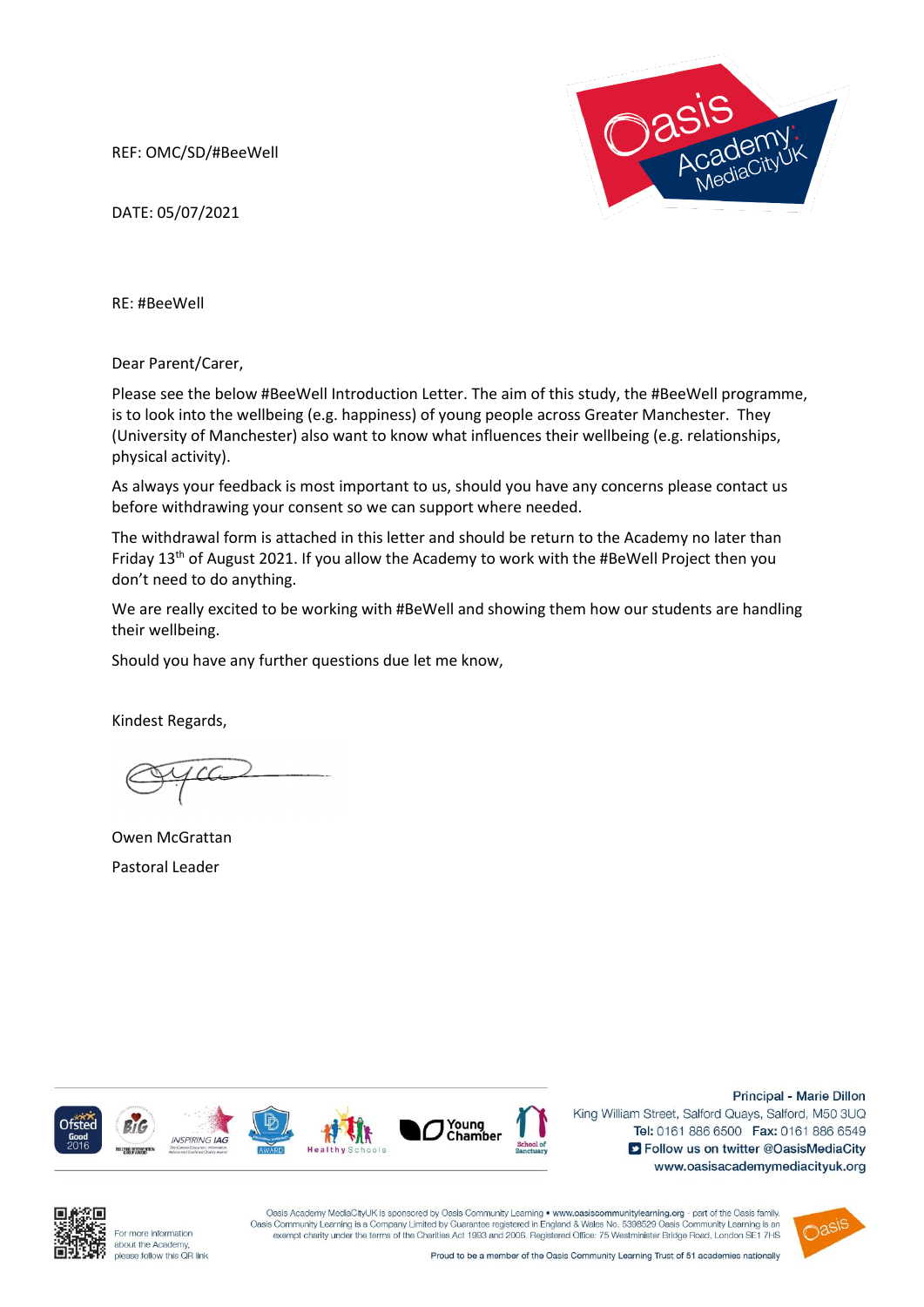REF: OMC/SD/#BeeWell

DATE: 05/07/2021

RE: #BeeWell

Dear Parent/Carer,

Please see the below #BeeWell Introduction Letter. The aim of this study, the #BeeWell programme, is to look into the wellbeing (e.g. happiness) of young people across Greater Manchester. They (University of Manchester) also want to know what influences their wellbeing (e.g. relationships, physical activity).

As always your feedback is most important to us, should you have any concerns please contact us before withdrawing your consent so we can support where needed.

The withdrawal form is attached in this letter and should be return to the Academy no later than Friday 13th of August 2021. If you allow the Academy to work with the #BeWell Project then you don't need to do anything.

We are really excited to be working with #BeWell and showing them how our students are handling their wellbeing.

Should you have any further questions due let me know,

Kindest Regards,

Owen McGrattan
Pastoral Leader

Principal - Marie Dillon
King William Street, Salford Quays, Salford, M50 3UQ
**Tel:** 0161 886 6500 **Fax:** 0161 886 6549
Follow us on twitter @OasisMediaCity
www.oasisacademymediacityuk.org

For more information about the Academy, please follow this QR link

Oasis Academy MediaCityUK is sponsored by Oasis Community Learning • www.oasiscommunitylearning.org - part of the Oasis family. Oasis Community Learning is a Company Limited by Guarantee registered in England & Wales No. 5398529 Oasis Community Learning is an exempt charity under the terms of the Charities Act 1993 and 2006. Registered Office: 75 Westminster Bridge Road, London SE1 7HS

Proud to be a member of the Oasis Community Learning Trust of 51 academies nationally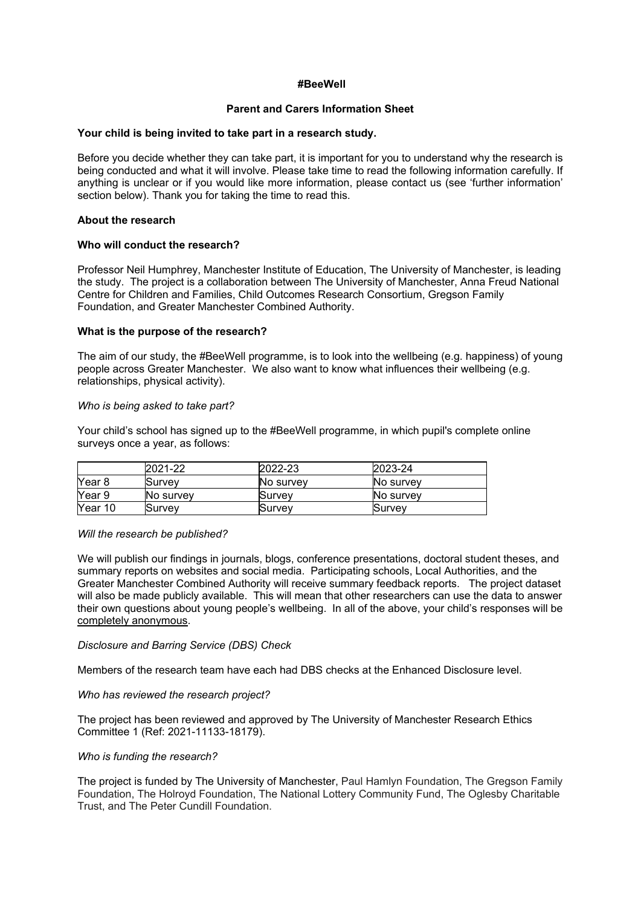**#BeeWell**

**Parent and Carers Information Sheet**

**Your child is being invited to take part in a research study.**

Before you decide whether they can take part, it is important for you to understand why the research is being conducted and what it will involve. Please take time to read the following information carefully. If anything is unclear or if you would like more information, please contact us (see 'further information' section below). Thank you for taking the time to read this.

**About the research**

**Who will conduct the research?**

Professor Neil Humphrey, Manchester Institute of Education, The University of Manchester, is leading the study. The project is a collaboration between The University of Manchester, Anna Freud National Centre for Children and Families, Child Outcomes Research Consortium, Gregson Family Foundation, and Greater Manchester Combined Authority.

**What is the purpose of the research?**

The aim of our study, the #BeeWell programme, is to look into the wellbeing (e.g. happiness) of young people across Greater Manchester. We also want to know what influences their wellbeing (e.g. relationships, physical activity).

*Who is being asked to take part?*

Your child's school has signed up to the #BeeWell programme, in which pupil's complete online surveys once a year, as follows:

| | 2021-22 | 2022-23 | 2023-24 |
|---|---|---|---|
| Year 8 | Survey | No survey | No survey |
| Year 9 | No survey | Survey | No survey |
| Year 10 | Survey | Survey | Survey |

*Will the research be published?*

We will publish our findings in journals, blogs, conference presentations, doctoral student theses, and summary reports on websites and social media. Participating schools, Local Authorities, and the Greater Manchester Combined Authority will receive summary feedback reports. The project dataset will also be made publicly available. This will mean that other researchers can use the data to answer their own questions about young people's wellbeing. In all of the above, your child's responses will be completely anonymous.

*Disclosure and Barring Service (DBS) Check*

Members of the research team have each had DBS checks at the Enhanced Disclosure level.

*Who has reviewed the research project?*

The project has been reviewed and approved by The University of Manchester Research Ethics Committee 1 (Ref: 2021-11133-18179).

*Who is funding the research?*

The project is funded by The University of Manchester, Paul Hamlyn Foundation, The Gregson Family Foundation, The Holroyd Foundation, The National Lottery Community Fund, The Oglesby Charitable Trust, and The Peter Cundill Foundation.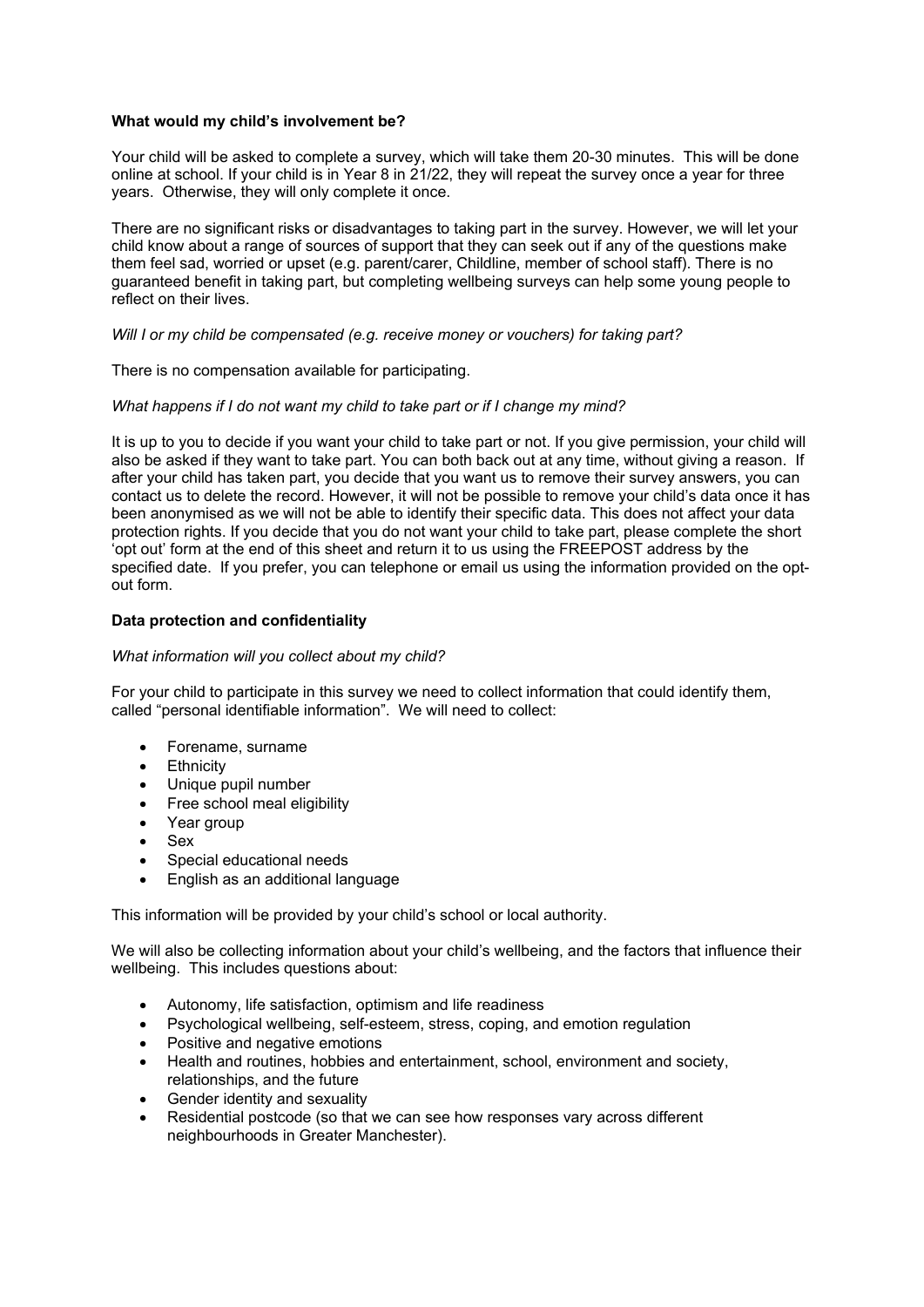**What would my child's involvement be?**

Your child will be asked to complete a survey, which will take them 20-30 minutes. This will be done online at school. If your child is in Year 8 in 21/22, they will repeat the survey once a year for three years. Otherwise, they will only complete it once.

There are no significant risks or disadvantages to taking part in the survey. However, we will let your child know about a range of sources of support that they can seek out if any of the questions make them feel sad, worried or upset (e.g. parent/carer, Childline, member of school staff). There is no guaranteed benefit in taking part, but completing wellbeing surveys can help some young people to reflect on their lives.

*Will I or my child be compensated (e.g. receive money or vouchers) for taking part?*

There is no compensation available for participating.

*What happens if I do not want my child to take part or if I change my mind?*

It is up to you to decide if you want your child to take part or not. If you give permission, your child will also be asked if they want to take part. You can both back out at any time, without giving a reason. If after your child has taken part, you decide that you want us to remove their survey answers, you can contact us to delete the record. However, it will not be possible to remove your child's data once it has been anonymised as we will not be able to identify their specific data. This does not affect your data protection rights. If you decide that you do not want your child to take part, please complete the short 'opt out' form at the end of this sheet and return it to us using the FREEPOST address by the specified date. If you prefer, you can telephone or email us using the information provided on the opt-out form.

**Data protection and confidentiality**

*What information will you collect about my child?*

For your child to participate in this survey we need to collect information that could identify them, called "personal identifiable information". We will need to collect:

- Forename, surname
- Ethnicity
- Unique pupil number
- Free school meal eligibility
- Year group
- Sex
- Special educational needs
- English as an additional language

This information will be provided by your child's school or local authority.

We will also be collecting information about your child's wellbeing, and the factors that influence their wellbeing. This includes questions about:

- Autonomy, life satisfaction, optimism and life readiness
- Psychological wellbeing, self-esteem, stress, coping, and emotion regulation
- Positive and negative emotions
- Health and routines, hobbies and entertainment, school, environment and society, relationships, and the future
- Gender identity and sexuality
- Residential postcode (so that we can see how responses vary across different neighbourhoods in Greater Manchester).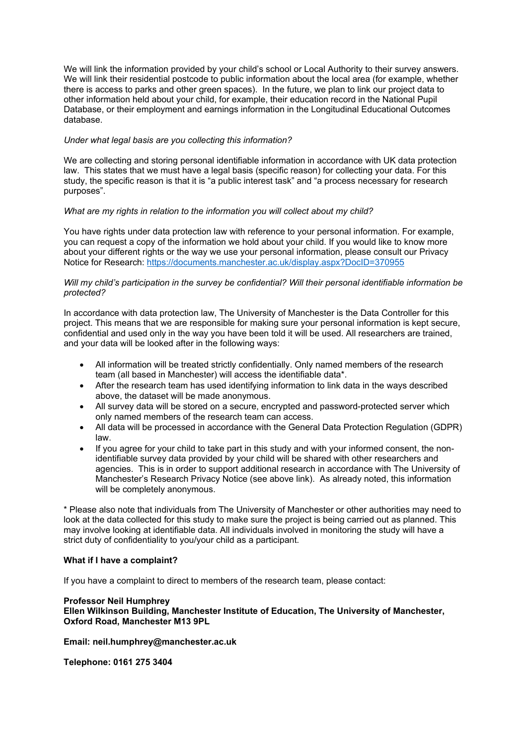We will link the information provided by your child's school or Local Authority to their survey answers. We will link their residential postcode to public information about the local area (for example, whether there is access to parks and other green spaces). In the future, we plan to link our project data to other information held about your child, for example, their education record in the National Pupil Database, or their employment and earnings information in the Longitudinal Educational Outcomes database.

*Under what legal basis are you collecting this information?*

We are collecting and storing personal identifiable information in accordance with UK data protection law. This states that we must have a legal basis (specific reason) for collecting your data. For this study, the specific reason is that it is "a public interest task" and "a process necessary for research purposes".

*What are my rights in relation to the information you will collect about my child?*

You have rights under data protection law with reference to your personal information. For example, you can request a copy of the information we hold about your child. If you would like to know more about your different rights or the way we use your personal information, please consult our Privacy Notice for Research: [https://documents.manchester.ac.uk/display.aspx?DocID=370955](https://documents.manchester.ac.uk/display.aspx?DocID=370955)

*Will my child's participation in the survey be confidential? Will their personal identifiable information be protected?*

In accordance with data protection law, The University of Manchester is the Data Controller for this project. This means that we are responsible for making sure your personal information is kept secure, confidential and used only in the way you have been told it will be used. All researchers are trained, and your data will be looked after in the following ways:

- All information will be treated strictly confidentially. Only named members of the research team (all based in Manchester) will access the identifiable data*.
- After the research team has used identifying information to link data in the ways described above, the dataset will be made anonymous.
- All survey data will be stored on a secure, encrypted and password-protected server which only named members of the research team can access.
- All data will be processed in accordance with the General Data Protection Regulation (GDPR) law.
- If you agree for your child to take part in this study and with your informed consent, the non-identifiable survey data provided by your child will be shared with other researchers and agencies. This is in order to support additional research in accordance with The University of Manchester's Research Privacy Notice (see above link). As already noted, this information will be completely anonymous.

* Please also note that individuals from The University of Manchester or other authorities may need to look at the data collected for this study to make sure the project is being carried out as planned. This may involve looking at identifiable data. All individuals involved in monitoring the study will have a strict duty of confidentiality to you/your child as a participant.

**What if I have a complaint?**

If you have a complaint to direct to members of the research team, please contact:

**Professor Neil Humphrey**
**Ellen Wilkinson Building, Manchester Institute of Education, The University of Manchester, Oxford Road, Manchester M13 9PL**

**Email: neil.humphrey@manchester.ac.uk**

**Telephone: 0161 275 3404**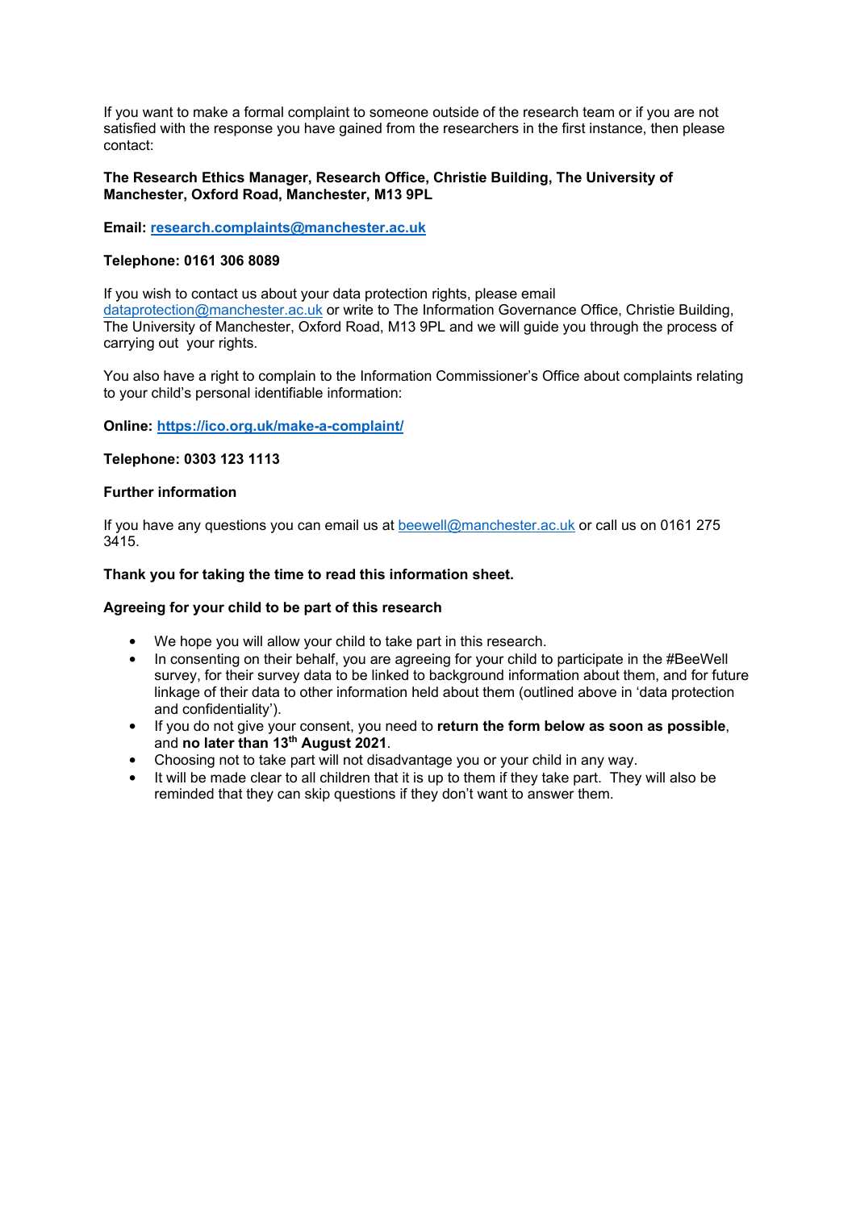If you want to make a formal complaint to someone outside of the research team or if you are not satisfied with the response you have gained from the researchers in the first instance, then please contact:

**The Research Ethics Manager, Research Office, Christie Building, The University of Manchester, Oxford Road, Manchester, M13 9PL**

**Email: research.complaints@manchester.ac.uk**

**Telephone: 0161 306 8089**

If you wish to contact us about your data protection rights, please email dataprotection@manchester.ac.uk or write to The Information Governance Office, Christie Building, The University of Manchester, Oxford Road, M13 9PL and we will guide you through the process of carrying out your rights.

You also have a right to complain to the Information Commissioner's Office about complaints relating to your child's personal identifiable information:

**Online: https://ico.org.uk/make-a-complaint/**

**Telephone: 0303 123 1113**

**Further information**

If you have any questions you can email us at beewell@manchester.ac.uk or call us on 0161 275 3415.

**Thank you for taking the time to read this information sheet.**

**Agreeing for your child to be part of this research**

- We hope you will allow your child to take part in this research.
- In consenting on their behalf, you are agreeing for your child to participate in the #BeeWell survey, for their survey data to be linked to background information about them, and for future linkage of their data to other information held about them (outlined above in 'data protection and confidentiality').
- If you do not give your consent, you need to **return the form below as soon as possible**, and **no later than 13th August 2021**.
- Choosing not to take part will not disadvantage you or your child in any way.
- It will be made clear to all children that it is up to them if they take part. They will also be reminded that they can skip questions if they don't want to answer them.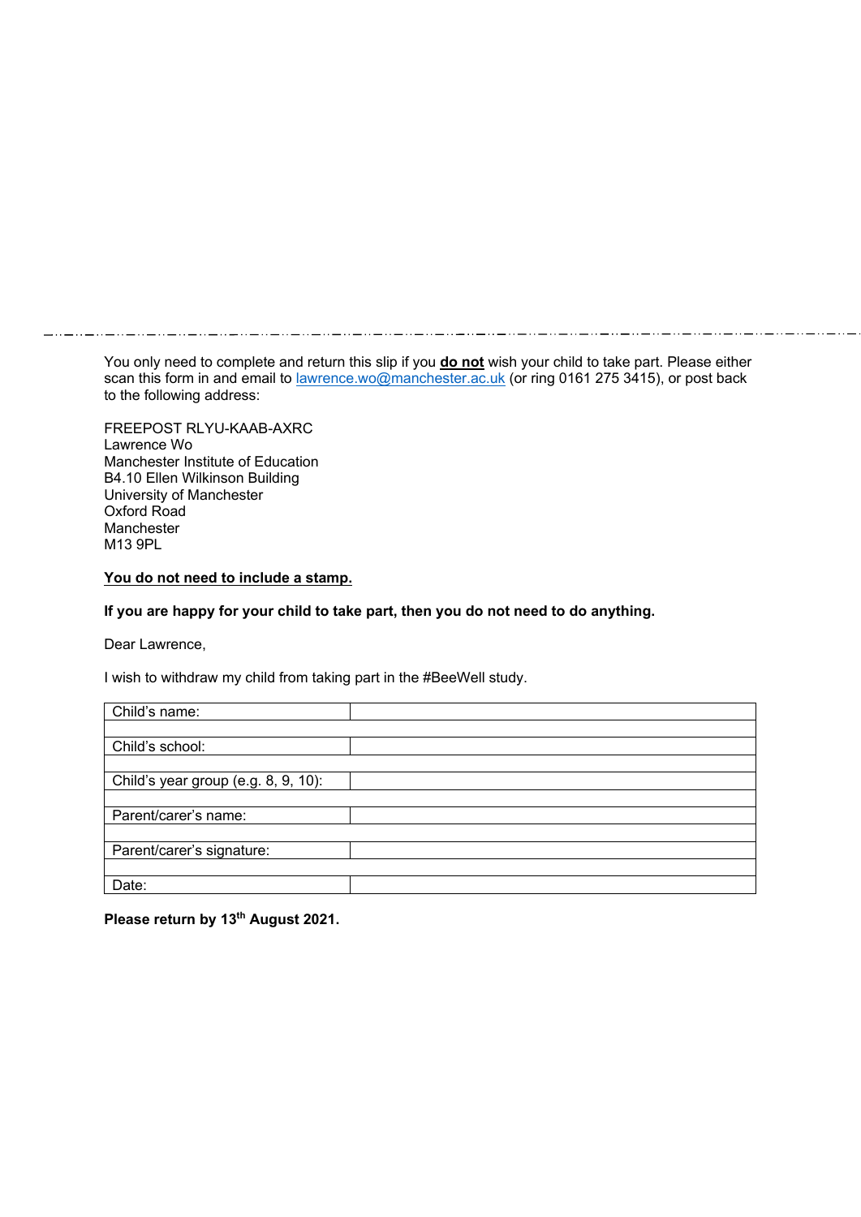You only need to complete and return this slip if you **do not** wish your child to take part. Please either scan this form in and email to lawrence.wo@manchester.ac.uk (or ring 0161 275 3415), or post back to the following address:

FREEPOST RLYU-KAAB-AXRC  
Lawrence Wo  
Manchester Institute of Education  
B4.10 Ellen Wilkinson Building  
University of Manchester  
Oxford Road  
Manchester  
M13 9PL

**You do not need to include a stamp.**

**If you are happy for your child to take part, then you do not need to do anything.**

Dear Lawrence,

I wish to withdraw my child from taking part in the #BeeWell study.

| | |
|---|---|
| Child's name: | |
| | |
| Child's school: | |
| | |
| Child's year group (e.g. 8, 9, 10): | |
| | |
| Parent/carer's name: | |
| | |
| Parent/carer's signature: | |
| | |
| Date: | |

**Please return by 13th August 2021.**